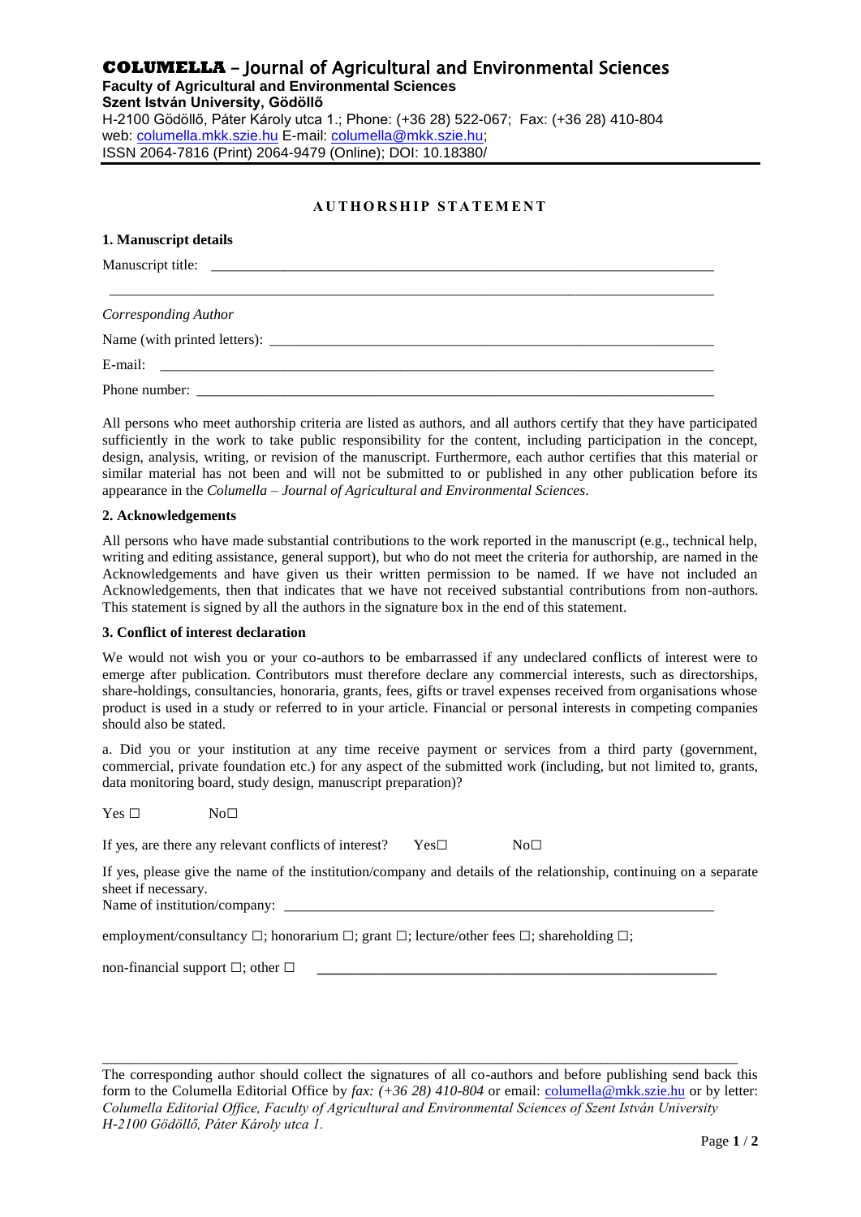**COLUMELLA – Journal of Agricultural and Environmental Sciences**
**Faculty of Agricultural and Environmental Sciences**
**Szent István University, Gödöllő**
H-2100 Gödöllő, Páter Károly utca 1.; Phone: (+36 28) 522-067; Fax: (+36 28) 410-804
web: columella.mkk.szie.hu E-mail: columella@mkk.szie.hu;
ISSN 2064-7816 (Print) 2064-9479 (Online); DOI: 10.18380/

# AUTHORSHIP STATEMENT

## 1. Manuscript details

Manuscript title: ______________________________________________________________________

______________________________________________________________________

*Corresponding Author*

Name (with printed letters): ______________________________________________________________________

E-mail: ______________________________________________________________________

Phone number: ______________________________________________________________________

All persons who meet authorship criteria are listed as authors, and all authors certify that they have participated sufficiently in the work to take public responsibility for the content, including participation in the concept, design, analysis, writing, or revision of the manuscript. Furthermore, each author certifies that this material or similar material has not been and will not be submitted to or published in any other publication before its appearance in the *Columella – Journal of Agricultural and Environmental Sciences*.

## 2. Acknowledgements

All persons who have made substantial contributions to the work reported in the manuscript (e.g., technical help, writing and editing assistance, general support), but who do not meet the criteria for authorship, are named in the Acknowledgements and have given us their written permission to be named. If we have not included an Acknowledgements, then that indicates that we have not received substantial contributions from non-authors. This statement is signed by all the authors in the signature box in the end of this statement.

## 3. Conflict of interest declaration

We would not wish you or your co-authors to be embarrassed if any undeclared conflicts of interest were to emerge after publication. Contributors must therefore declare any commercial interests, such as directorships, share-holdings, consultancies, honoraria, grants, fees, gifts or travel expenses received from organisations whose product is used in a study or referred to in your article. Financial or personal interests in competing companies should also be stated.

a. Did you or your institution at any time receive payment or services from a third party (government, commercial, private foundation etc.) for any aspect of the submitted work (including, but not limited to, grants, data monitoring board, study design, manuscript preparation)?

Yes ☐ No☐

If yes, are there any relevant conflicts of interest? Yes☐ No☐

If yes, please give the name of the institution/company and details of the relationship, continuing on a separate sheet if necessary.
Name of institution/company: ______________________________________________________________________

employment/consultancy ☐; honorarium ☐; grant ☐; lecture/other fees ☐; shareholding ☐;

non-financial support ☐; other ☐ ______________________________________________________________________

---

The corresponding author should collect the signatures of all co-authors and before publishing send back this form to the Columella Editorial Office by *fax: (+36 28) 410-804* or email: columella@mkk.szie.hu or by letter: *Columella Editorial Office, Faculty of Agricultural and Environmental Sciences of Szent István University H-2100 Gödöllő, Páter Károly utca 1.*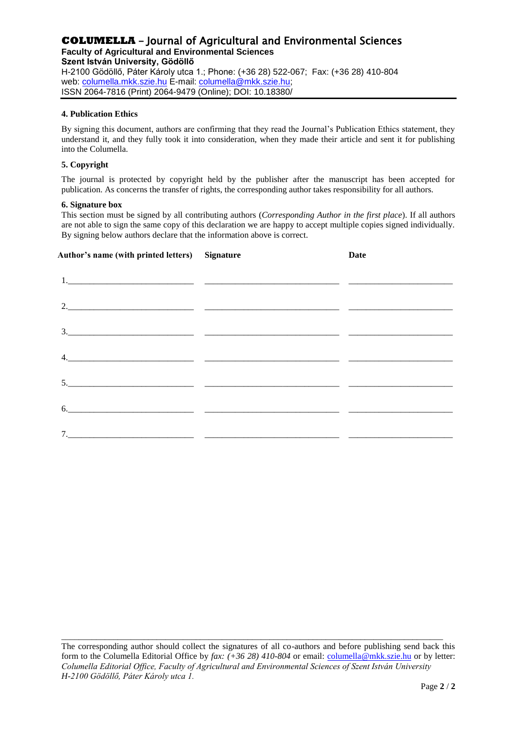### 4. Publication Ethics

By signing this document, authors are confirming that they read the Journal's Publication Ethics statement, they understand it, and they fully took it into consideration, when they made their article and sent it for publishing into the Columella.

### 5. Copyright

The journal is protected by copyright held by the publisher after the manuscript has been accepted for publication. As concerns the transfer of rights, the corresponding author takes responsibility for all authors.

### 6. Signature box

This section must be signed by all contributing authors (*Corresponding Author in the first place*). If all authors are not able to sign the same copy of this declaration we are happy to accept multiple copies signed individually. By signing below authors declare that the information above is correct.

| Author's name (with printed letters) | Signature | Date |
|---|---|---|
| 1. | | |
| 2. | | |
| 3. | | |
| 4. | | |
| 5. | | |
| 6. | | |
| 7. | | |

---

The corresponding author should collect the signatures of all co-authors and before publishing send back this form to the Columella Editorial Office by *fax: (+36 28) 410-804* or email: columella@mkk.szie.hu or by letter: *Columella Editorial Office, Faculty of Agricultural and Environmental Sciences of Szent István University H-2100 Gödöllő, Páter Károly utca 1.*